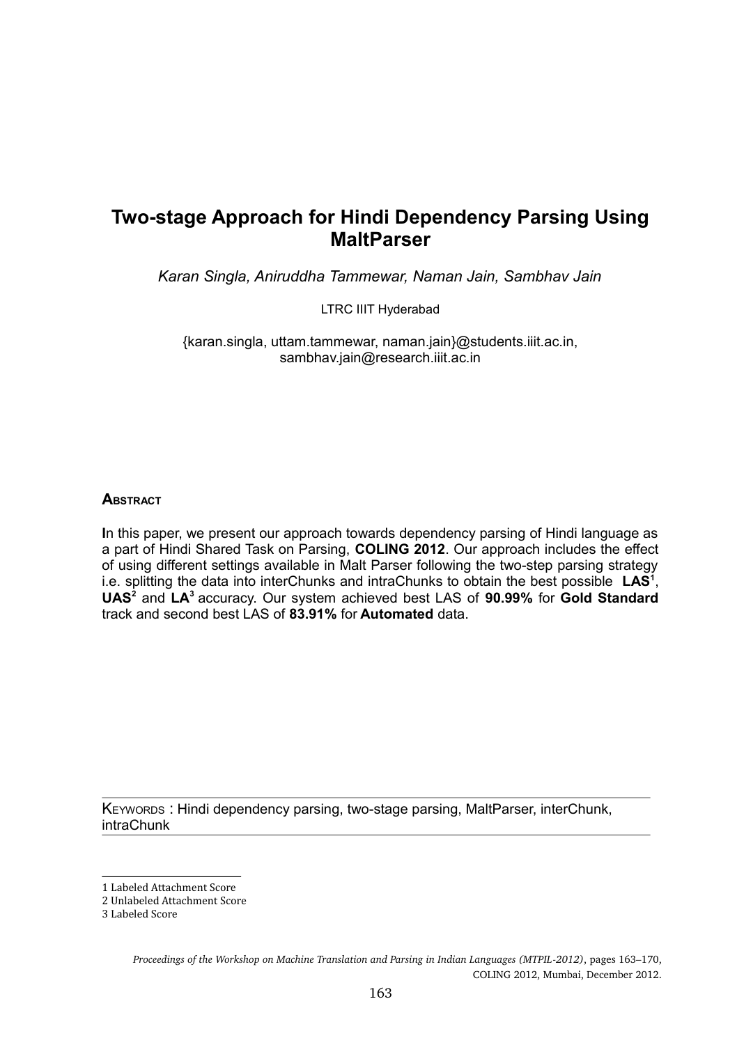# Two-stage Approach for Hindi Dependency Parsing Using MaltParser

*Karan Singla, Aniruddha Tammewar, Naman Jain, Sambhav Jain*

LTRC IIIT Hyderabad

{karan.singla, uttam.tammewar, naman.jain}@students.iiit.ac.in, sambhav.jain@research.iiit.ac.in

## Abstract

**I**n this paper, we present our approach towards dependency parsing of Hindi language as a part of Hindi Shared Task on Parsing, **COLING 2012**. Our approach includes the effect of using different settings available in Malt Parser following the two-step parsing strategy i.e. splitting the data into interChunks and intraChunks to obtain the best possible **LAS**[1], **UAS**[2] and **LA**[3] accuracy. Our system achieved best LAS of **90.99%** for **Gold Standard** track and second best LAS of **83.91%** for **Automated** data.

Keywords : Hindi dependency parsing, two-stage parsing, MaltParser, interChunk, intraChunk

---

1 Labeled Attachment Score

2 Unlabeled Attachment Score

3 Labeled Score

*Proceedings of the Workshop on Machine Translation and Parsing in Indian Languages (MTPIL-2012)*, pages 163–170, COLING 2012, Mumbai, December 2012.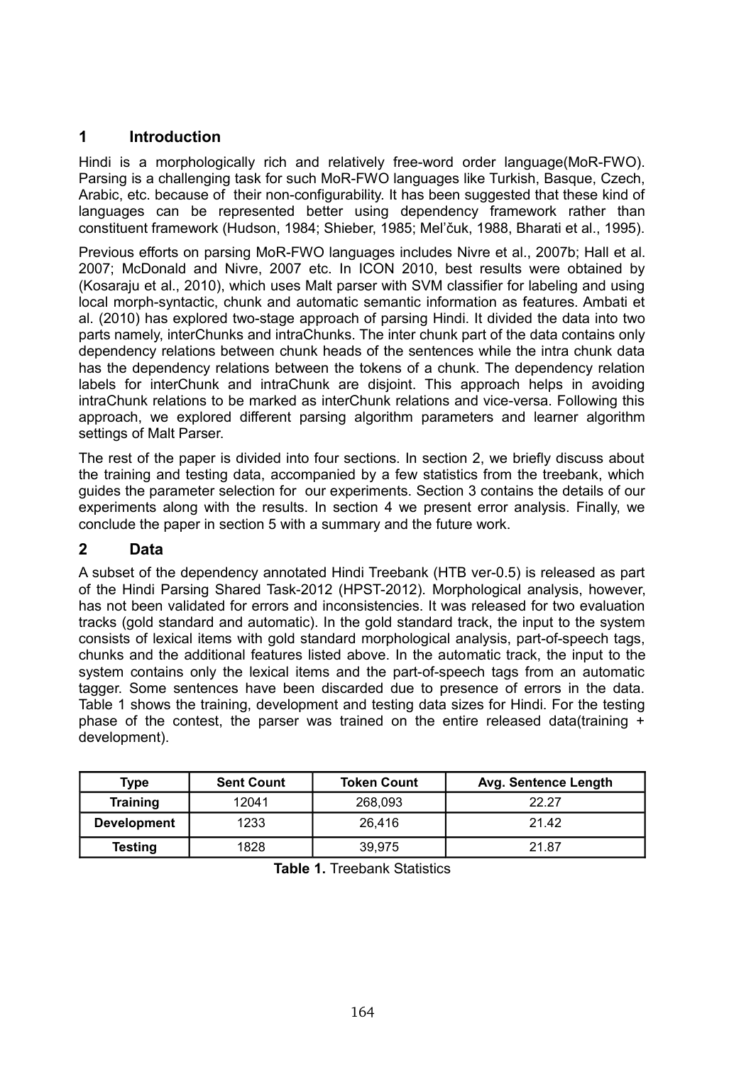## 1 Introduction

Hindi is a morphologically rich and relatively free-word order language(MoR-FWO). Parsing is a challenging task for such MoR-FWO languages like Turkish, Basque, Czech, Arabic, etc. because of their non-configurability. It has been suggested that these kind of languages can be represented better using dependency framework rather than constituent framework (Hudson, 1984; Shieber, 1985; Mel'čuk, 1988, Bharati et al., 1995).

Previous efforts on parsing MoR-FWO languages includes Nivre et al., 2007b; Hall et al. 2007; McDonald and Nivre, 2007 etc. In ICON 2010, best results were obtained by (Kosaraju et al., 2010), which uses Malt parser with SVM classifier for labeling and using local morph-syntactic, chunk and automatic semantic information as features. Ambati et al. (2010) has explored two-stage approach of parsing Hindi. It divided the data into two parts namely, interChunks and intraChunks. The inter chunk part of the data contains only dependency relations between chunk heads of the sentences while the intra chunk data has the dependency relations between the tokens of a chunk. The dependency relation labels for interChunk and intraChunk are disjoint. This approach helps in avoiding intraChunk relations to be marked as interChunk relations and vice-versa. Following this approach, we explored different parsing algorithm parameters and learner algorithm settings of Malt Parser.

The rest of the paper is divided into four sections. In section 2, we briefly discuss about the training and testing data, accompanied by a few statistics from the treebank, which guides the parameter selection for our experiments. Section 3 contains the details of our experiments along with the results. In section 4 we present error analysis. Finally, we conclude the paper in section 5 with a summary and the future work.

## 2 Data

A subset of the dependency annotated Hindi Treebank (HTB ver-0.5) is released as part of the Hindi Parsing Shared Task-2012 (HPST-2012). Morphological analysis, however, has not been validated for errors and inconsistencies. It was released for two evaluation tracks (gold standard and automatic). In the gold standard track, the input to the system consists of lexical items with gold standard morphological analysis, part-of-speech tags, chunks and the additional features listed above. In the automatic track, the input to the system contains only the lexical items and the part-of-speech tags from an automatic tagger. Some sentences have been discarded due to presence of errors in the data. Table 1 shows the training, development and testing data sizes for Hindi. For the testing phase of the contest, the parser was trained on the entire released data(training + development).

| Type | Sent Count | Token Count | Avg. Sentence Length |
|---|---|---|---|
| **Training** | 12041 | 268,093 | 22.27 |
| **Development** | 1233 | 26,416 | 21.42 |
| **Testing** | 1828 | 39,975 | 21.87 |

**Table 1.** Treebank Statistics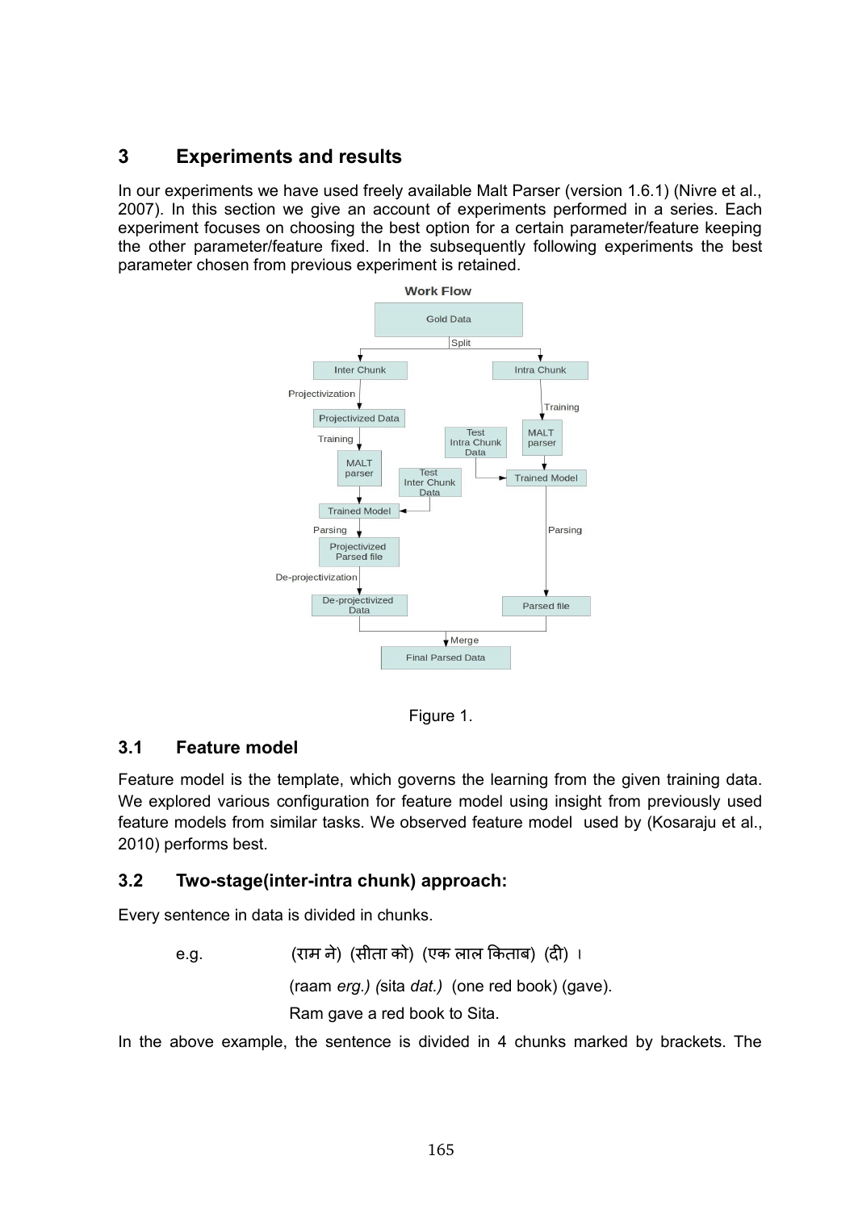## 3 Experiments and results

In our experiments we have used freely available Malt Parser (version 1.6.1) (Nivre et al., 2007). In this section we give an account of experiments performed in a series. Each experiment focuses on choosing the best option for a certain parameter/feature keeping the other parameter/feature fixed. In the subsequently following experiments the best parameter chosen from previous experiment is retained.

Figure 1.

### 3.1 Feature model

Feature model is the template, which governs the learning from the given training data. We explored various configuration for feature model using insight from previously used feature models from similar tasks. We observed feature model used by (Kosaraju et al., 2010) performs best.

### 3.2 Two-stage(inter-intra chunk) approach:

Every sentence in data is divided in chunks.

e.g. (राम ने) (सीता को) (एक लाल किताब) (दी) ।

(raam *erg.) (*sita *dat.)* (one red book) (gave).

Ram gave a red book to Sita.

In the above example, the sentence is divided in 4 chunks marked by brackets. The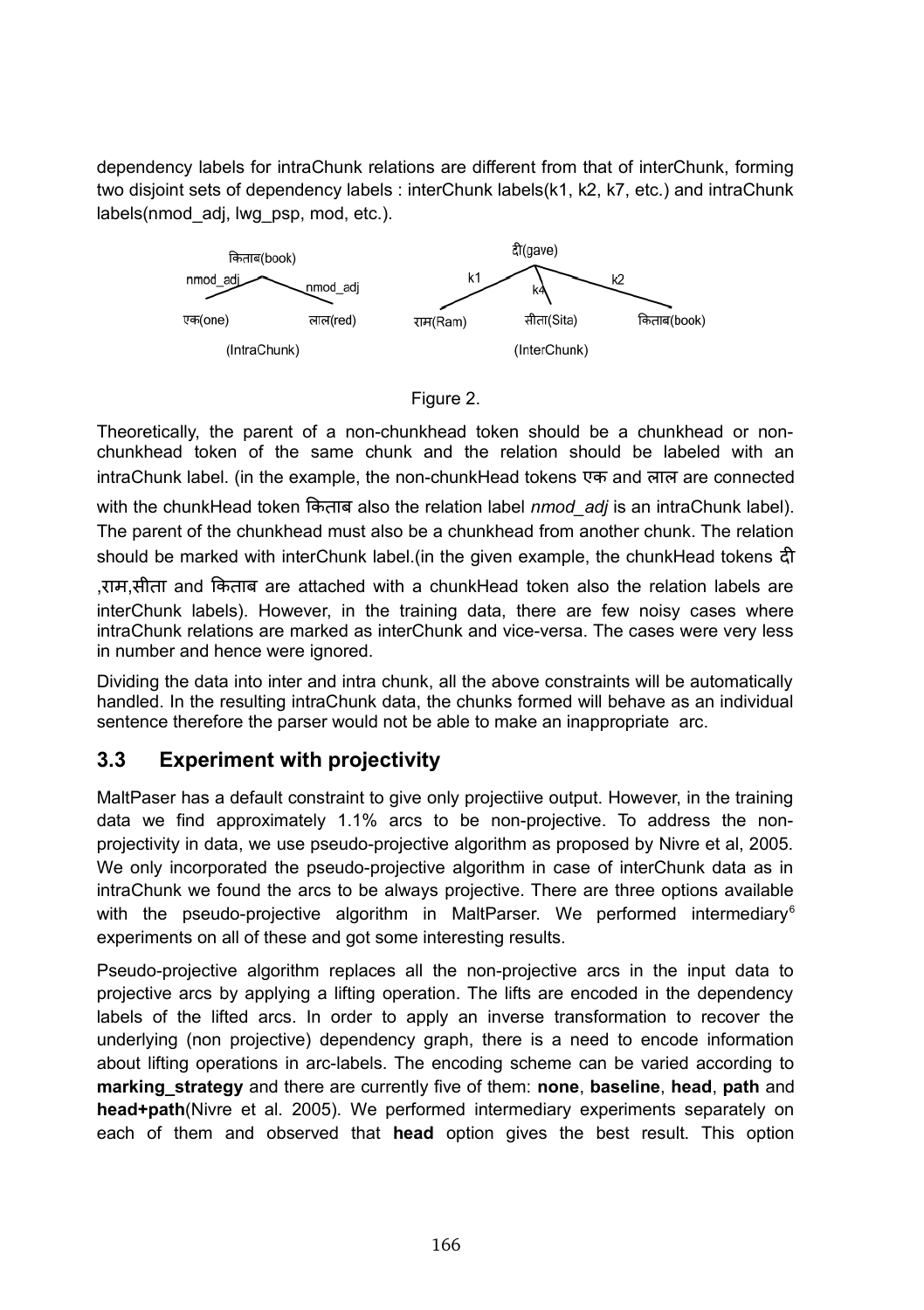dependency labels for intraChunk relations are different from that of interChunk, forming two disjoint sets of dependency labels : interChunk labels(k1, k2, k7, etc.) and intraChunk labels(nmod_adj, lwg_psp, mod, etc.).

Figure 2.

Theoretically, the parent of a non-chunkhead token should be a chunkhead or non-chunkhead token of the same chunk and the relation should be labeled with an intraChunk label. (in the example, the non-chunkHead tokens एक and लाल are connected with the chunkHead token किताब also the relation label *nmod_adj* is an intraChunk label). The parent of the chunkhead must also be a chunkhead from another chunk. The relation should be marked with interChunk label.(in the given example, the chunkHead tokens दी ,राम,सीता and किताब are attached with a chunkHead token also the relation labels are interChunk labels). However, in the training data, there are few noisy cases where intraChunk relations are marked as interChunk and vice-versa. The cases were very less in number and hence were ignored.

Dividing the data into inter and intra chunk, all the above constraints will be automatically handled. In the resulting intraChunk data, the chunks formed will behave as an individual sentence therefore the parser would not be able to make an inappropriate arc.

### 3.3 Experiment with projectivity

MaltPaser has a default constraint to give only projectiive output. However, in the training data we find approximately 1.1% arcs to be non-projective. To address the non-projectivity in data, we use pseudo-projective algorithm as proposed by Nivre et al, 2005. We only incorporated the pseudo-projective algorithm in case of interChunk data as in intraChunk we found the arcs to be always projective. There are three options available with the pseudo-projective algorithm in MaltParser. We performed intermediary[6] experiments on all of these and got some interesting results.

Pseudo-projective algorithm replaces all the non-projective arcs in the input data to projective arcs by applying a lifting operation. The lifts are encoded in the dependency labels of the lifted arcs. In order to apply an inverse transformation to recover the underlying (non projective) dependency graph, there is a need to encode information about lifting operations in arc-labels. The encoding scheme can be varied according to **marking_strategy** and there are currently five of them: **none**, **baseline**, **head**, **path** and **head+path**(Nivre et al. 2005). We performed intermediary experiments separately on each of them and observed that **head** option gives the best result. This option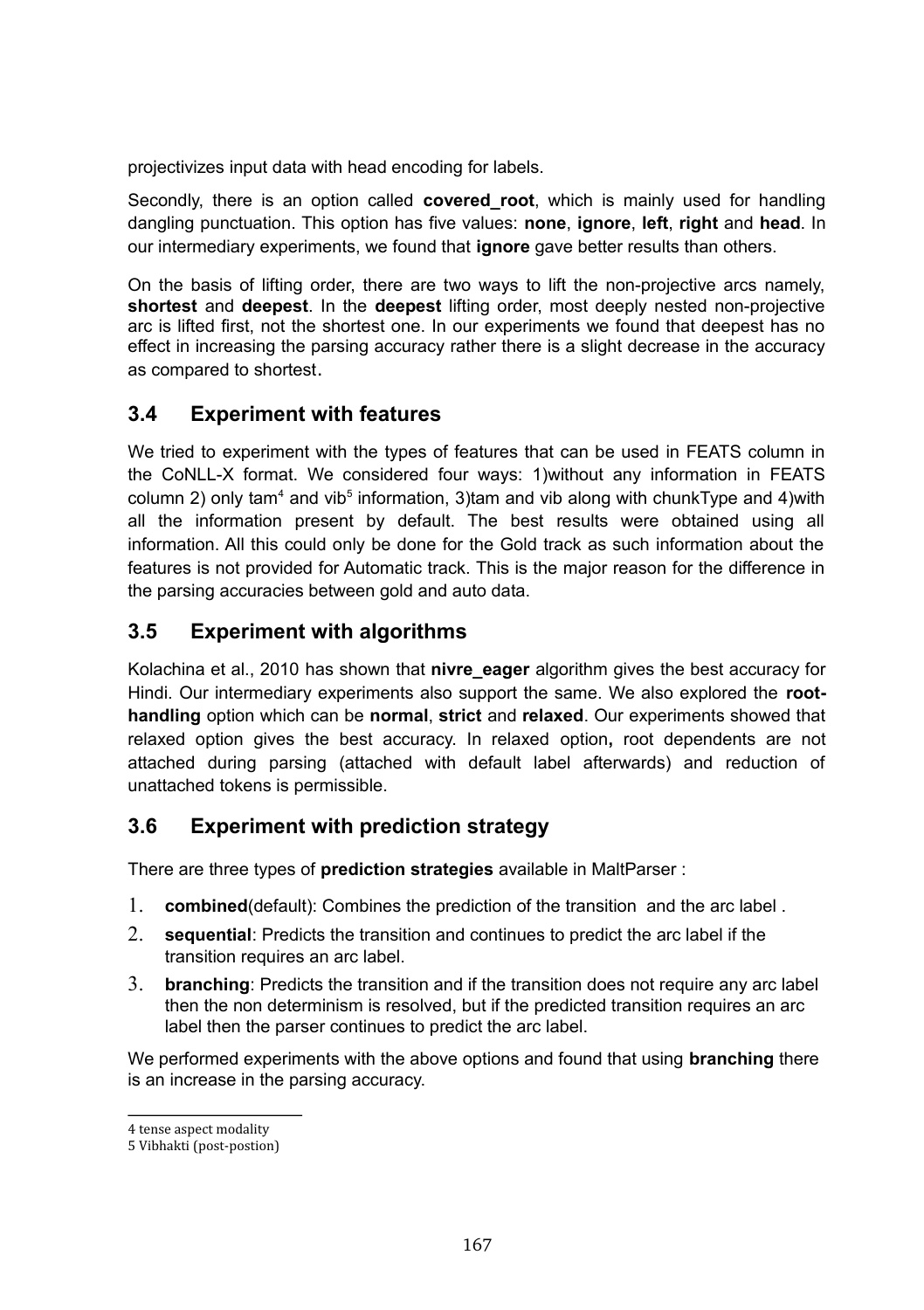projectivizes input data with head encoding for labels.

Secondly, there is an option called **covered_root**, which is mainly used for handling dangling punctuation. This option has five values: **none**, **ignore**, **left**, **right** and **head**. In our intermediary experiments, we found that **ignore** gave better results than others.

On the basis of lifting order, there are two ways to lift the non-projective arcs namely, **shortest** and **deepest**. In the **deepest** lifting order, most deeply nested non-projective arc is lifted first, not the shortest one. In our experiments we found that deepest has no effect in increasing the parsing accuracy rather there is a slight decrease in the accuracy as compared to shortest.

## 3.4 Experiment with features

We tried to experiment with the types of features that can be used in FEATS column in the CoNLL-X format. We considered four ways: 1)without any information in FEATS column 2) only tam[4] and vib[5] information, 3)tam and vib along with chunkType and 4)with all the information present by default. The best results were obtained using all information. All this could only be done for the Gold track as such information about the features is not provided for Automatic track. This is the major reason for the difference in the parsing accuracies between gold and auto data.

## 3.5 Experiment with algorithms

Kolachina et al., 2010 has shown that **nivre_eager** algorithm gives the best accuracy for Hindi. Our intermediary experiments also support the same. We also explored the **root-handling** option which can be **normal**, **strict** and **relaxed**. Our experiments showed that relaxed option gives the best accuracy. In relaxed option**,** root dependents are not attached during parsing (attached with default label afterwards) and reduction of unattached tokens is permissible.

## 3.6 Experiment with prediction strategy

There are three types of **prediction strategies** available in MaltParser :

1. **combined**(default): Combines the prediction of the transition and the arc label .
2. **sequential**: Predicts the transition and continues to predict the arc label if the transition requires an arc label.
3. **branching**: Predicts the transition and if the transition does not require any arc label then the non determinism is resolved, but if the predicted transition requires an arc label then the parser continues to predict the arc label.

We performed experiments with the above options and found that using **branching** there is an increase in the parsing accuracy.

---

4 tense aspect modality

5 Vibhakti (post-postion)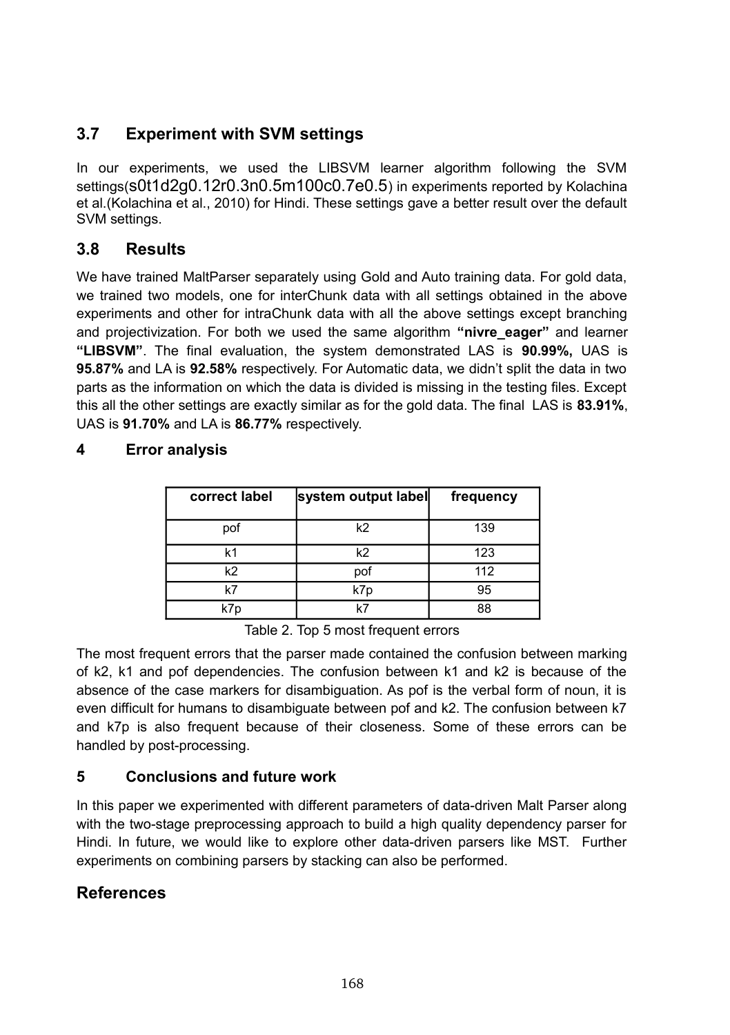## 3.7 Experiment with SVM settings

In our experiments, we used the LIBSVM learner algorithm following the SVM settings(s0t1d2g0.12r0.3n0.5m100c0.7e0.5) in experiments reported by Kolachina et al.(Kolachina et al., 2010) for Hindi. These settings gave a better result over the default SVM settings.

## 3.8 Results

We have trained MaltParser separately using Gold and Auto training data. For gold data, we trained two models, one for interChunk data with all settings obtained in the above experiments and other for intraChunk data with all the above settings except branching and projectivization. For both we used the same algorithm **"nivre_eager"** and learner **"LIBSVM"**. The final evaluation, the system demonstrated LAS is **90.99%,** UAS is **95.87%** and LA is **92.58%** respectively. For Automatic data, we didn't split the data in two parts as the information on which the data is divided is missing in the testing files. Except this all the other settings are exactly similar as for the gold data. The final LAS is **83.91%**, UAS is **91.70%** and LA is **86.77%** respectively.

# 4 Error analysis

| correct label | system output label | frequency |
|---|---|---|
| pof | k2 | 139 |
| k1 | k2 | 123 |
| k2 | pof | 112 |
| k7 | k7p | 95 |
| k7p | k7 | 88 |

Table 2. Top 5 most frequent errors

The most frequent errors that the parser made contained the confusion between marking of k2, k1 and pof dependencies. The confusion between k1 and k2 is because of the absence of the case markers for disambiguation. As pof is the verbal form of noun, it is even difficult for humans to disambiguate between pof and k2. The confusion between k7 and k7p is also frequent because of their closeness. Some of these errors can be handled by post-processing.

# 5 Conclusions and future work

In this paper we experimented with different parameters of data-driven Malt Parser along with the two-stage preprocessing approach to build a high quality dependency parser for Hindi. In future, we would like to explore other data-driven parsers like MST. Further experiments on combining parsers by stacking can also be performed.

## References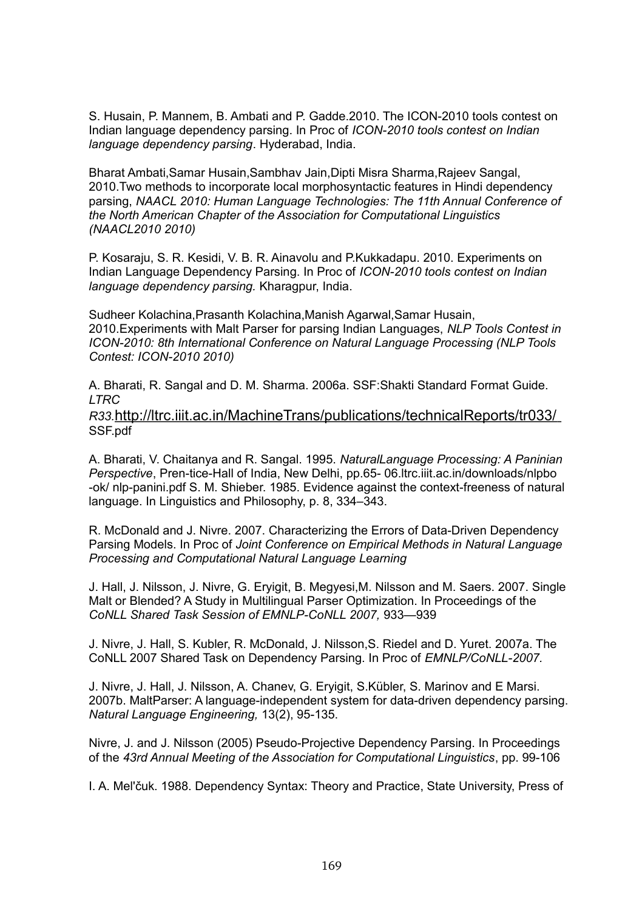S. Husain, P. Mannem, B. Ambati and P. Gadde.2010. The ICON-2010 tools contest on Indian language dependency parsing. In Proc of *ICON-2010 tools contest on Indian language dependency parsing*. Hyderabad, India.

Bharat Ambati,Samar Husain,Sambhav Jain,Dipti Misra Sharma,Rajeev Sangal, 2010.Two methods to incorporate local morphosyntactic features in Hindi dependency parsing, *NAACL 2010: Human Language Technologies: The 11th Annual Conference of the North American Chapter of the Association for Computational Linguistics (NAACL2010 2010)*

P. Kosaraju, S. R. Kesidi, V. B. R. Ainavolu and P.Kukkadapu. 2010. Experiments on Indian Language Dependency Parsing. In Proc of *ICON-2010 tools contest on Indian language dependency parsing.* Kharagpur, India.

Sudheer Kolachina,Prasanth Kolachina,Manish Agarwal,Samar Husain, 2010.Experiments with Malt Parser for parsing Indian Languages, *NLP Tools Contest in ICON-2010: 8th International Conference on Natural Language Processing (NLP Tools Contest: ICON-2010 2010)*

A. Bharati, R. Sangal and D. M. Sharma. 2006a. SSF:Shakti Standard Format Guide. *LTRC R33.*http://ltrc.iiit.ac.in/MachineTrans/publications/technicalReports/tr033/SSF.pdf

A. Bharati, V. Chaitanya and R. Sangal. 1995. *NaturalLanguage Processing: A Paninian Perspective*, Pren-tice-Hall of India, New Delhi, pp.65- 06.ltrc.iiit.ac.in/downloads/nlpbo -ok/ nlp-panini.pdf S. M. Shieber. 1985. Evidence against the context-freeness of natural language. In Linguistics and Philosophy, p. 8, 334–343.

R. McDonald and J. Nivre. 2007. Characterizing the Errors of Data-Driven Dependency Parsing Models. In Proc of *Joint Conference on Empirical Methods in Natural Language Processing and Computational Natural Language Learning*

J. Hall, J. Nilsson, J. Nivre, G. Eryigit, B. Megyesi,M. Nilsson and M. Saers. 2007. Single Malt or Blended? A Study in Multilingual Parser Optimization. In Proceedings of the *CoNLL Shared Task Session of EMNLP-CoNLL 2007,* 933—939

J. Nivre, J. Hall, S. Kubler, R. McDonald, J. Nilsson,S. Riedel and D. Yuret. 2007a. The CoNLL 2007 Shared Task on Dependency Parsing. In Proc of *EMNLP/CoNLL-2007.*

J. Nivre, J. Hall, J. Nilsson, A. Chanev, G. Eryigit, S.Kübler, S. Marinov and E Marsi. 2007b. MaltParser: A language-independent system for data-driven dependency parsing. *Natural Language Engineering,* 13(2), 95-135.

Nivre, J. and J. Nilsson (2005) Pseudo-Projective Dependency Parsing. In Proceedings of the *43rd Annual Meeting of the Association for Computational Linguistics*, pp. 99-106

I. A. Mel'čuk. 1988. Dependency Syntax: Theory and Practice, State University, Press of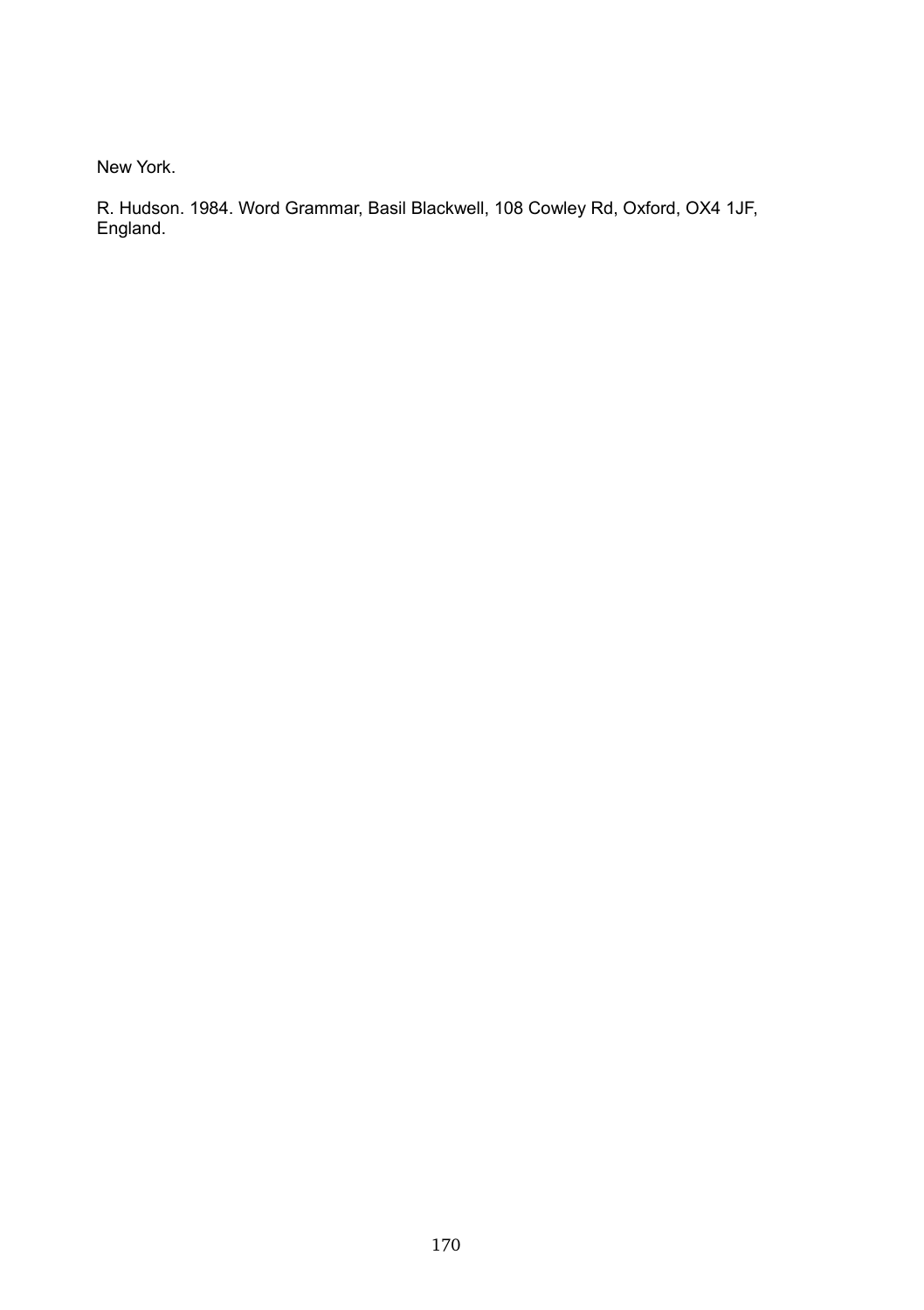New York.

R. Hudson. 1984. Word Grammar, Basil Blackwell, 108 Cowley Rd, Oxford, OX4 1JF, England.